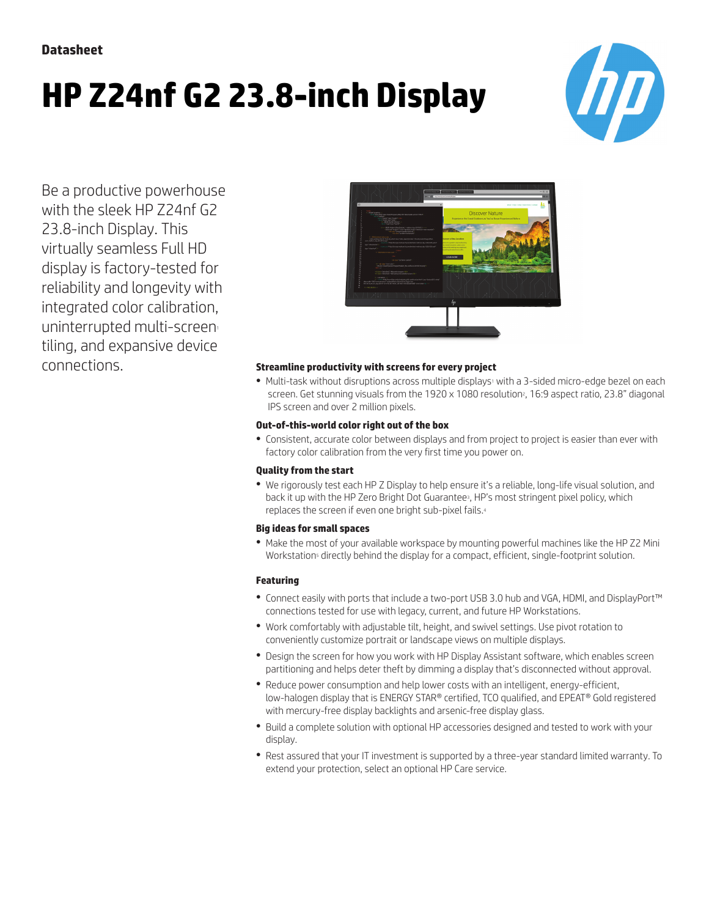**Datasheet**

# HP Z24nf G2 23.8-inch Display

Be a productive powerhouse with the sleek HP Z24nf G2 23.8-inch Display. This virtually seamless Full HD display is factory-tested for reliability and longevity with integrated color calibration, uninterrupted multi-screen[1] tiling, and expansive device connections.

### Streamline productivity with screens for every project

- Multi-task without disruptions across multiple displays[1] with a 3-sided micro-edge bezel on each screen. Get stunning visuals from the 1920 x 1080 resolution[2], 16:9 aspect ratio, 23.8" diagonal IPS screen and over 2 million pixels.

### Out-of-this-world color right out of the box

- Consistent, accurate color between displays and from project to project is easier than ever with factory color calibration from the very first time you power on.

### Quality from the start

- We rigorously test each HP Z Display to help ensure it's a reliable, long-life visual solution, and back it up with the HP Zero Bright Dot Guarantee[3], HP's most stringent pixel policy, which replaces the screen if even one bright sub-pixel fails.[4]

### Big ideas for small spaces

- Make the most of your available workspace by mounting powerful machines like the HP Z2 Mini Workstation[5] directly behind the display for a compact, efficient, single-footprint solution.

### Featuring

- Connect easily with ports that include a two-port USB 3.0 hub and VGA, HDMI, and DisplayPort™ connections tested for use with legacy, current, and future HP Workstations.
- Work comfortably with adjustable tilt, height, and swivel settings. Use pivot rotation to conveniently customize portrait or landscape views on multiple displays.
- Design the screen for how you work with HP Display Assistant software, which enables screen partitioning and helps deter theft by dimming a display that's disconnected without approval.
- Reduce power consumption and help lower costs with an intelligent, energy-efficient, low-halogen display that is ENERGY STAR® certified, TCO qualified, and EPEAT® Gold registered with mercury-free display backlights and arsenic-free display glass.
- Build a complete solution with optional HP accessories designed and tested to work with your display.
- Rest assured that your IT investment is supported by a three-year standard limited warranty. To extend your protection, select an optional HP Care service.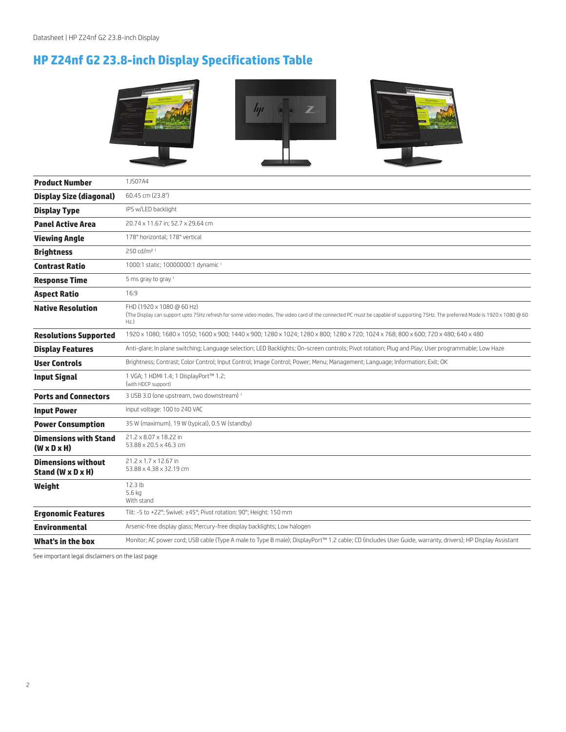# HP Z24nf G2 23.8-inch Display Specifications Table

| | |
|---|---|
| **Product Number** | 1JS07A4 |
| **Display Size (diagonal)** | 60.45 cm (23.8") |
| **Display Type** | IPS w/LED backlight |
| **Panel Active Area** | 20.74 x 11.67 in; 52.7 x 29.64 cm |
| **Viewing Angle** | 178° horizontal; 178° vertical |
| **Brightness** | 250 cd/m² [1] |
| **Contrast Ratio** | 1000:1 static; 10000000:1 dynamic [1] |
| **Response Time** | 5 ms gray to gray [1] |
| **Aspect Ratio** | 16:9 |
| **Native Resolution** | FHD (1920 x 1080 @ 60 Hz)<br>(The Display can support upto 75Hz refresh for some video modes. The video card of the connected PC must be capable of supporting 75Hz. The preferred Mode is 1920 x 1080 @ 60 Hz.) |
| **Resolutions Supported** | 1920 x 1080; 1680 x 1050; 1600 x 900; 1440 x 900; 1280 x 1024; 1280 x 800; 1280 x 720; 1024 x 768; 800 x 600; 720 x 480; 640 x 480 |
| **Display Features** | Anti-glare; In plane switching; Language selection; LED Backlights; On-screen controls; Pivot rotation; Plug and Play; User programmable; Low Haze |
| **User Controls** | Brightness; Contrast; Color Control; Input Control; Image Control; Power; Menu; Management; Language; Information; Exit; OK |
| **Input Signal** | 1 VGA; 1 HDMI 1.4; 1 DisplayPort™ 1.2;<br>(with HDCP support) |
| **Ports and Connectors** | 3 USB 3.0 (one upstream, two downstream) [1] |
| **Input Power** | Input voltage: 100 to 240 VAC |
| **Power Consumption** | 35 W (maximum), 19 W (typical), 0.5 W (standby) |
| **Dimensions with Stand (W x D x H)** | 21.2 x 8.07 x 18.22 in<br>53.88 x 20.5 x 46.3 cm |
| **Dimensions without Stand (W x D x H)** | 21.2 x 1.7 x 12.67 in<br>53.88 x 4.38 x 32.19 cm |
| **Weight** | 12.3 lb<br>5.6 kg<br>With stand |
| **Ergonomic Features** | Tilt: -5 to +22°; Swivel: ±45°; Pivot rotation: 90°; Height: 150 mm |
| **Environmental** | Arsenic-free display glass; Mercury-free display backlights; Low halogen |
| **What's in the box** | Monitor; AC power cord; USB cable (Type A male to Type B male); DisplayPort™ 1.2 cable; CD (includes User Guide, warranty, drivers); HP Display Assistant |

See important legal disclaimers on the last page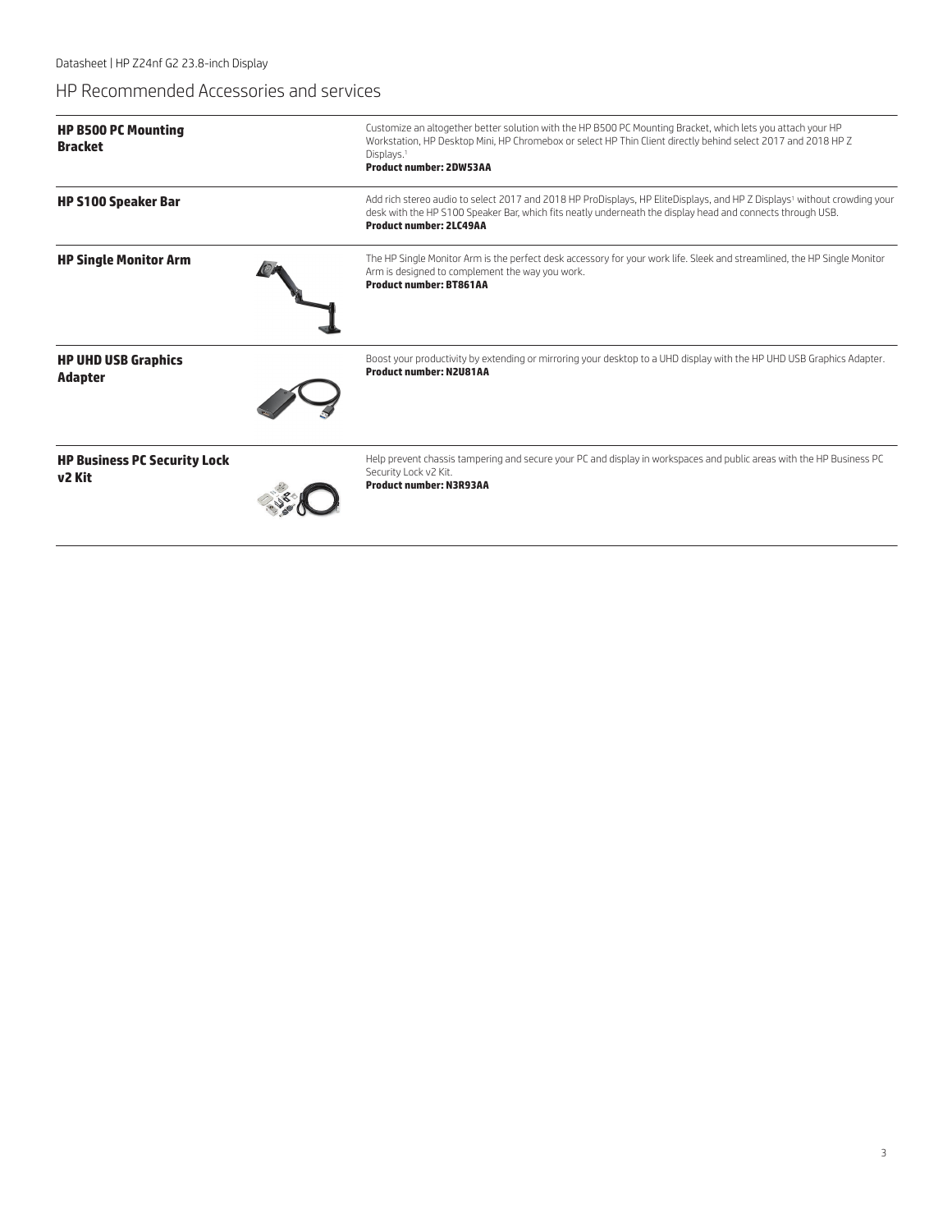## HP Recommended Accessories and services

| | |
|---|---|
| **HP B500 PC Mounting Bracket** | Customize an altogether better solution with the HP B500 PC Mounting Bracket, which lets you attach your HP Workstation, HP Desktop Mini, HP Chromebox or select HP Thin Client directly behind select 2017 and 2018 HP Z Displays.[1] **Product number: 2DW53AA** |
| **HP S100 Speaker Bar** | Add rich stereo audio to select 2017 and 2018 HP ProDisplays, HP EliteDisplays, and HP Z Displays[1] without crowding your desk with the HP S100 Speaker Bar, which fits neatly underneath the display head and connects through USB. **Product number: 2LC49AA** |
| **HP Single Monitor Arm** | The HP Single Monitor Arm is the perfect desk accessory for your work life. Sleek and streamlined, the HP Single Monitor Arm is designed to complement the way you work. **Product number: BT861AA** |
| **HP UHD USB Graphics Adapter** | Boost your productivity by extending or mirroring your desktop to a UHD display with the HP UHD USB Graphics Adapter. **Product number: N2U81AA** |
| **HP Business PC Security Lock v2 Kit** | Help prevent chassis tampering and secure your PC and display in workspaces and public areas with the HP Business PC Security Lock v2 Kit. **Product number: N3R93AA** |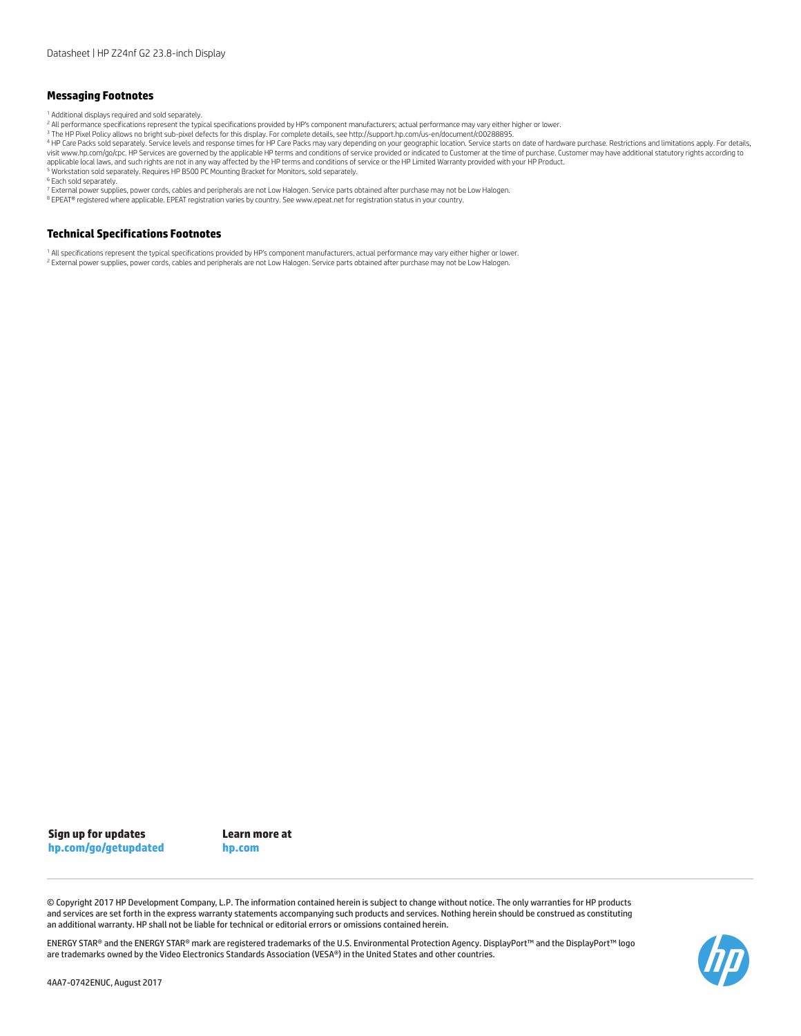## Messaging Footnotes

[1] Additional displays required and sold separately.
[2] All performance specifications represent the typical specifications provided by HP's component manufacturers; actual performance may vary either higher or lower.
[3] The HP Pixel Policy allows no bright sub-pixel defects for this display. For complete details, see http://support.hp.com/us-en/document/c00288895.
[4] HP Care Packs sold separately. Service levels and response times for HP Care Packs may vary depending on your geographic location. Service starts on date of hardware purchase. Restrictions and limitations apply. For details, visit www.hp.com/go/cpc. HP Services are governed by the applicable HP terms and conditions of service provided or indicated to Customer at the time of purchase. Customer may have additional statutory rights according to applicable local laws, and such rights are not in any way affected by the HP terms and conditions of service or the HP Limited Warranty provided with your HP Product.
[5] Workstation sold separately. Requires HP B500 PC Mounting Bracket for Monitors, sold separately.
[6] Each sold separately.
[7] External power supplies, power cords, cables and peripherals are not Low Halogen. Service parts obtained after purchase may not be Low Halogen.
[8] EPEAT® registered where applicable. EPEAT registration varies by country. See www.epeat.net for registration status in your country.

## Technical Specifications Footnotes

[1] All specifications represent the typical specifications provided by HP's component manufacturers, actual performance may vary either higher or lower.
[2] External power supplies, power cords, cables and peripherals are not Low Halogen. Service parts obtained after purchase may not be Low Halogen.

**Sign up for updates**
**hp.com/go/getupdated**

**Learn more at**
**hp.com**

© Copyright 2017 HP Development Company, L.P. The information contained herein is subject to change without notice. The only warranties for HP products and services are set forth in the express warranty statements accompanying such products and services. Nothing herein should be construed as constituting an additional warranty. HP shall not be liable for technical or editorial errors or omissions contained herein.

ENERGY STAR® and the ENERGY STAR® mark are registered trademarks of the U.S. Environmental Protection Agency. DisplayPort™ and the DisplayPort™ logo are trademarks owned by the Video Electronics Standards Association (VESA®) in the United States and other countries.

4AA7-0742ENUC, August 2017